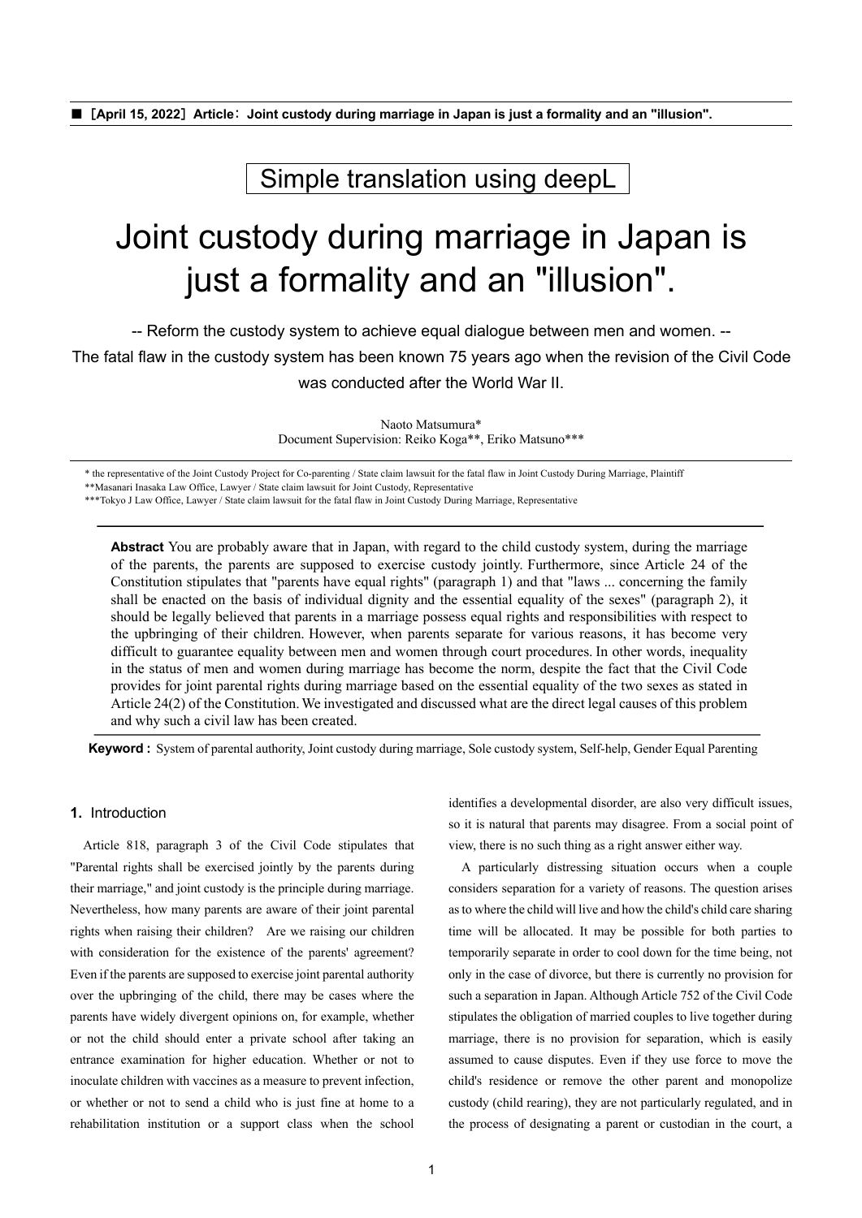■［April 15, 2022］Article：Joint custody during marriage in Japan is just a formality and an "illusion".

Simple translation using deepL

# Joint custody during marriage in Japan is just a formality and an "illusion".

-- Reform the custody system to achieve equal dialogue between men and women. --

The fatal flaw in the custody system has been known 75 years ago when the revision of the Civil Code was conducted after the World War II.

Naoto Matsumura*

Document Supervision: Reiko Koga**, Eriko Matsuno***

\* the representative of the Joint Custody Project for Co-parenting / State claim lawsuit for the fatal flaw in Joint Custody During Marriage, Plaintiff

\*\*Masanari Inasaka Law Office, Lawyer / State claim lawsuit for Joint Custody, Representative

\*\*\*Tokyo J Law Office, Lawyer / State claim lawsuit for the fatal flaw in Joint Custody During Marriage, Representative

**Abstract** You are probably aware that in Japan, with regard to the child custody system, during the marriage of the parents, the parents are supposed to exercise custody jointly. Furthermore, since Article 24 of the Constitution stipulates that "parents have equal rights" (paragraph 1) and that "laws ... concerning the family shall be enacted on the basis of individual dignity and the essential equality of the sexes" (paragraph 2), it should be legally believed that parents in a marriage possess equal rights and responsibilities with respect to the upbringing of their children. However, when parents separate for various reasons, it has become very difficult to guarantee equality between men and women through court procedures. In other words, inequality in the status of men and women during marriage has become the norm, despite the fact that the Civil Code provides for joint parental rights during marriage based on the essential equality of the two sexes as stated in Article 24(2) of the Constitution. We investigated and discussed what are the direct legal causes of this problem and why such a civil law has been created.

**Keyword :** System of parental authority, Joint custody during marriage, Sole custody system, Self-help, Gender Equal Parenting

## 1. Introduction

Article 818, paragraph 3 of the Civil Code stipulates that "Parental rights shall be exercised jointly by the parents during their marriage," and joint custody is the principle during marriage. Nevertheless, how many parents are aware of their joint parental rights when raising their children? Are we raising our children with consideration for the existence of the parents' agreement? Even if the parents are supposed to exercise joint parental authority over the upbringing of the child, there may be cases where the parents have widely divergent opinions on, for example, whether or not the child should enter a private school after taking an entrance examination for higher education. Whether or not to inoculate children with vaccines as a measure to prevent infection, or whether or not to send a child who is just fine at home to a rehabilitation institution or a support class when the school identifies a developmental disorder, are also very difficult issues, so it is natural that parents may disagree. From a social point of view, there is no such thing as a right answer either way.

A particularly distressing situation occurs when a couple considers separation for a variety of reasons. The question arises as to where the child will live and how the child's child care sharing time will be allocated. It may be possible for both parties to temporarily separate in order to cool down for the time being, not only in the case of divorce, but there is currently no provision for such a separation in Japan. Although Article 752 of the Civil Code stipulates the obligation of married couples to live together during marriage, there is no provision for separation, which is easily assumed to cause disputes. Even if they use force to move the child's residence or remove the other parent and monopolize custody (child rearing), they are not particularly regulated, and in the process of designating a parent or custodian in the court, a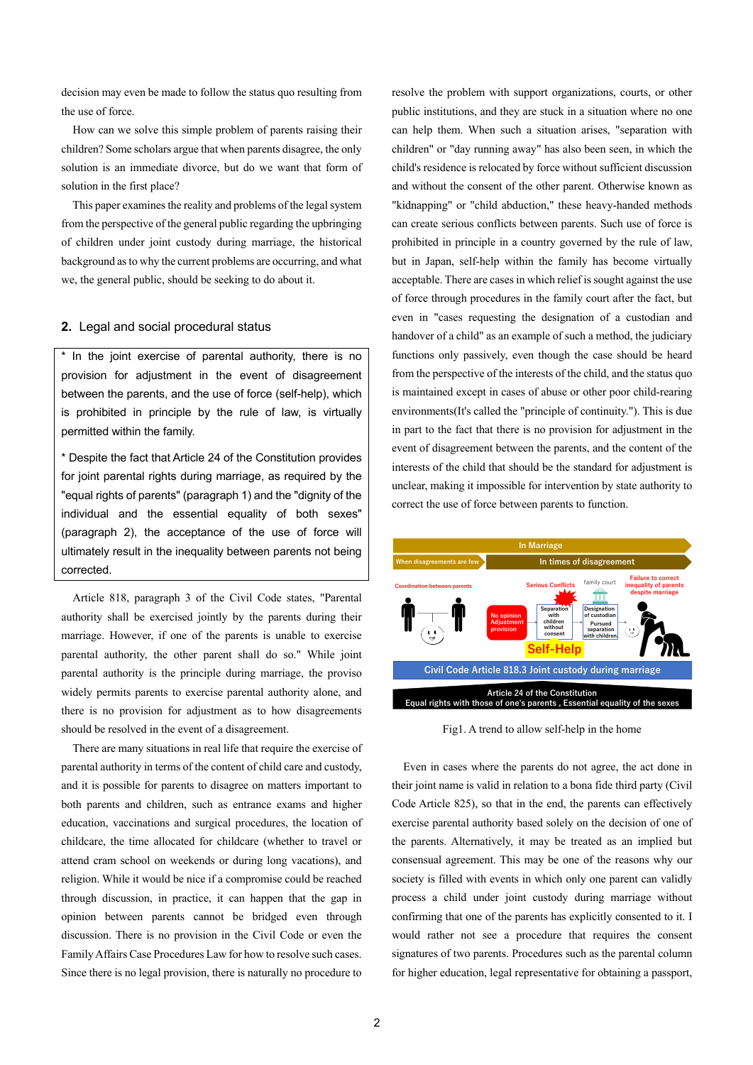decision may even be made to follow the status quo resulting from the use of force.

How can we solve this simple problem of parents raising their children? Some scholars argue that when parents disagree, the only solution is an immediate divorce, but do we want that form of solution in the first place?

This paper examines the reality and problems of the legal system from the perspective of the general public regarding the upbringing of children under joint custody during marriage, the historical background as to why the current problems are occurring, and what we, the general public, should be seeking to do about it.

## 2. Legal and social procedural status

* In the joint exercise of parental authority, there is no provision for adjustment in the event of disagreement between the parents, and the use of force (self-help), which is prohibited in principle by the rule of law, is virtually permitted within the family.

* Despite the fact that Article 24 of the Constitution provides for joint parental rights during marriage, as required by the "equal rights of parents" (paragraph 1) and the "dignity of the individual and the essential equality of both sexes" (paragraph 2), the acceptance of the use of force will ultimately result in the inequality between parents not being corrected.

Article 818, paragraph 3 of the Civil Code states, "Parental authority shall be exercised jointly by the parents during their marriage. However, if one of the parents is unable to exercise parental authority, the other parent shall do so." While joint parental authority is the principle during marriage, the proviso widely permits parents to exercise parental authority alone, and there is no provision for adjustment as to how disagreements should be resolved in the event of a disagreement.

There are many situations in real life that require the exercise of parental authority in terms of the content of child care and custody, and it is possible for parents to disagree on matters important to both parents and children, such as entrance exams and higher education, vaccinations and surgical procedures, the location of childcare, the time allocated for childcare (whether to travel or attend cram school on weekends or during long vacations), and religion. While it would be nice if a compromise could be reached through discussion, in practice, it can happen that the gap in opinion between parents cannot be bridged even through discussion. There is no provision in the Civil Code or even the Family Affairs Case Procedures Law for how to resolve such cases. Since there is no legal provision, there is naturally no procedure to resolve the problem with support organizations, courts, or other public institutions, and they are stuck in a situation where no one can help them. When such a situation arises, "separation with children" or "day running away" has also been seen, in which the child's residence is relocated by force without sufficient discussion and without the consent of the other parent. Otherwise known as "kidnapping" or "child abduction," these heavy-handed methods can create serious conflicts between parents. Such use of force is prohibited in principle in a country governed by the rule of law, but in Japan, self-help within the family has become virtually acceptable. There are cases in which relief is sought against the use of force through procedures in the family court after the fact, but even in "cases requesting the designation of a custodian and handover of a child" as an example of such a method, the judiciary functions only passively, even though the case should be heard from the perspective of the interests of the child, and the status quo is maintained except in cases of abuse or other poor child-rearing environments(It's called the "principle of continuity."). This is due in part to the fact that there is no provision for adjustment in the event of disagreement between the parents, and the content of the interests of the child that should be the standard for adjustment is unclear, making it impossible for intervention by state authority to correct the use of force between parents to function.

Fig1. A trend to allow self-help in the home

Even in cases where the parents do not agree, the act done in their joint name is valid in relation to a bona fide third party (Civil Code Article 825), so that in the end, the parents can effectively exercise parental authority based solely on the decision of one of the parents. Alternatively, it may be treated as an implied but consensual agreement. This may be one of the reasons why our society is filled with events in which only one parent can validly process a child under joint custody during marriage without confirming that one of the parents has explicitly consented to it. I would rather not see a procedure that requires the consent signatures of two parents. Procedures such as the parental column for higher education, legal representative for obtaining a passport,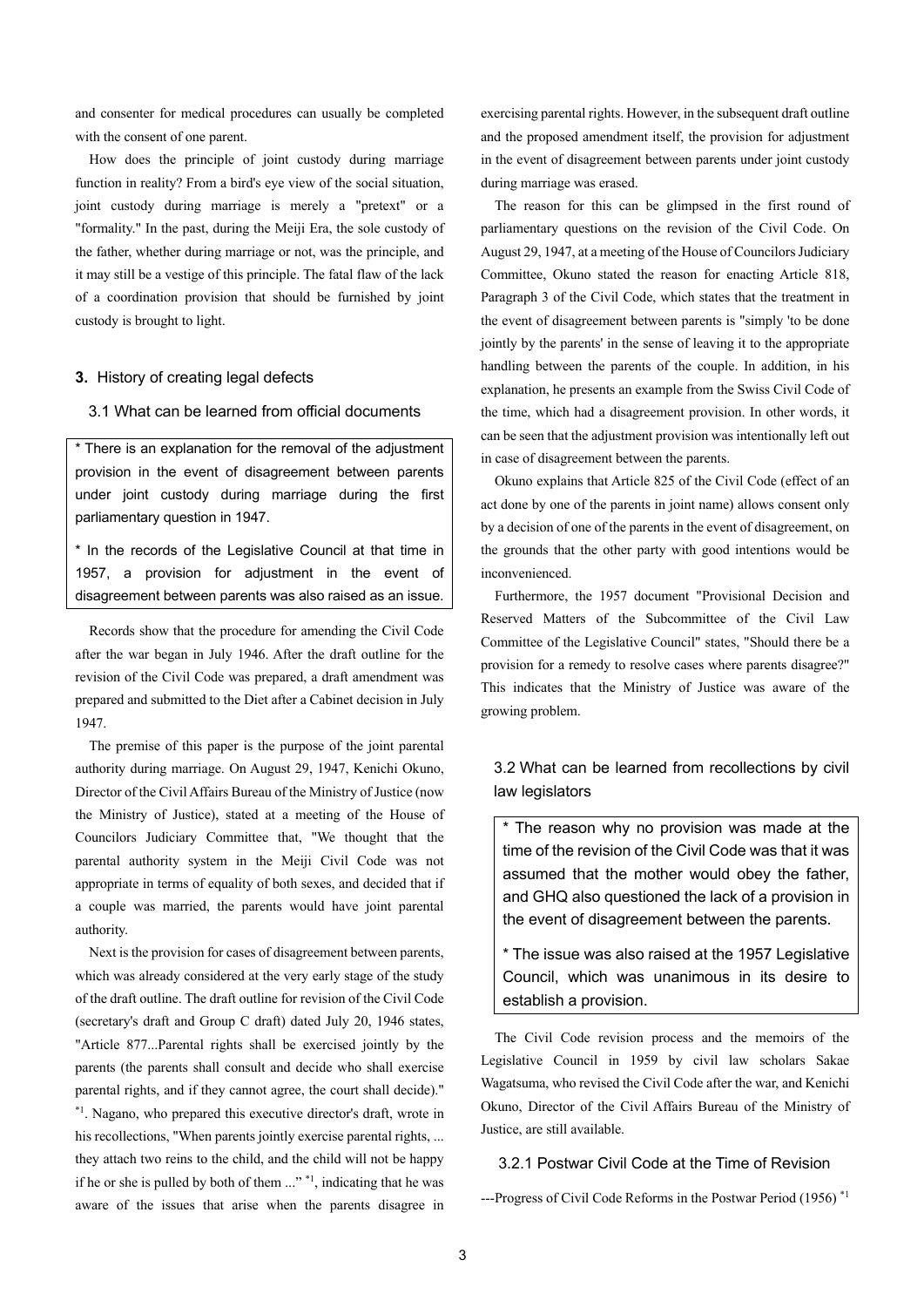and consenter for medical procedures can usually be completed with the consent of one parent.

How does the principle of joint custody during marriage function in reality? From a bird's eye view of the social situation, joint custody during marriage is merely a "pretext" or a "formality." In the past, during the Meiji Era, the sole custody of the father, whether during marriage or not, was the principle, and it may still be a vestige of this principle. The fatal flaw of the lack of a coordination provision that should be furnished by joint custody is brought to light.

## 3. History of creating legal defects

### 3.1 What can be learned from official documents

> * There is an explanation for the removal of the adjustment provision in the event of disagreement between parents under joint custody during marriage during the first parliamentary question in 1947.
>
> * In the records of the Legislative Council at that time in 1957, a provision for adjustment in the event of disagreement between parents was also raised as an issue.

Records show that the procedure for amending the Civil Code after the war began in July 1946. After the draft outline for the revision of the Civil Code was prepared, a draft amendment was prepared and submitted to the Diet after a Cabinet decision in July 1947.

The premise of this paper is the purpose of the joint parental authority during marriage. On August 29, 1947, Kenichi Okuno, Director of the Civil Affairs Bureau of the Ministry of Justice (now the Ministry of Justice), stated at a meeting of the House of Councilors Judiciary Committee that, "We thought that the parental authority system in the Meiji Civil Code was not appropriate in terms of equality of both sexes, and decided that if a couple was married, the parents would have joint parental authority.

Next is the provision for cases of disagreement between parents, which was already considered at the very early stage of the study of the draft outline. The draft outline for revision of the Civil Code (secretary's draft and Group C draft) dated July 20, 1946 states, "Article 877...Parental rights shall be exercised jointly by the parents (the parents shall consult and decide who shall exercise parental rights, and if they cannot agree, the court shall decide)." [*1]. Nagano, who prepared this executive director's draft, wrote in his recollections, "When parents jointly exercise parental rights, ... they attach two reins to the child, and the child will not be happy if he or she is pulled by both of them ..." [*1], indicating that he was aware of the issues that arise when the parents disagree in exercising parental rights. However, in the subsequent draft outline and the proposed amendment itself, the provision for adjustment in the event of disagreement between parents under joint custody during marriage was erased.

The reason for this can be glimpsed in the first round of parliamentary questions on the revision of the Civil Code. On August 29, 1947, at a meeting of the House of Councilors Judiciary Committee, Okuno stated the reason for enacting Article 818, Paragraph 3 of the Civil Code, which states that the treatment in the event of disagreement between parents is "simply 'to be done jointly by the parents' in the sense of leaving it to the appropriate handling between the parents of the couple. In addition, in his explanation, he presents an example from the Swiss Civil Code of the time, which had a disagreement provision. In other words, it can be seen that the adjustment provision was intentionally left out in case of disagreement between the parents.

Okuno explains that Article 825 of the Civil Code (effect of an act done by one of the parents in joint name) allows consent only by a decision of one of the parents in the event of disagreement, on the grounds that the other party with good intentions would be inconvenienced.

Furthermore, the 1957 document "Provisional Decision and Reserved Matters of the Subcommittee of the Civil Law Committee of the Legislative Council" states, "Should there be a provision for a remedy to resolve cases where parents disagree?" This indicates that the Ministry of Justice was aware of the growing problem.

### 3.2 What can be learned from recollections by civil law legislators

> * The reason why no provision was made at the time of the revision of the Civil Code was that it was assumed that the mother would obey the father, and GHQ also questioned the lack of a provision in the event of disagreement between the parents.
>
> * The issue was also raised at the 1957 Legislative Council, which was unanimous in its desire to establish a provision.

The Civil Code revision process and the memoirs of the Legislative Council in 1959 by civil law scholars Sakae Wagatsuma, who revised the Civil Code after the war, and Kenichi Okuno, Director of the Civil Affairs Bureau of the Ministry of Justice, are still available.

#### 3.2.1 Postwar Civil Code at the Time of Revision

---Progress of Civil Code Reforms in the Postwar Period (1956) [*1]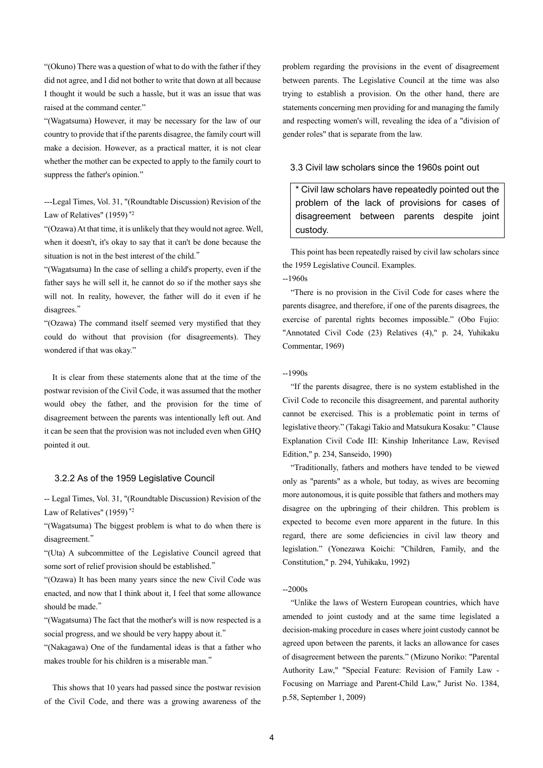"(Okuno) There was a question of what to do with the father if they did not agree, and I did not bother to write that down at all because I thought it would be such a hassle, but it was an issue that was raised at the command center."

"(Wagatsuma) However, it may be necessary for the law of our country to provide that if the parents disagree, the family court will make a decision. However, as a practical matter, it is not clear whether the mother can be expected to apply to the family court to suppress the father's opinion."

---Legal Times, Vol. 31, "(Roundtable Discussion) Revision of the Law of Relatives" (1959) *2

"(Ozawa) At that time, it is unlikely that they would not agree. Well, when it doesn't, it's okay to say that it can't be done because the situation is not in the best interest of the child."

"(Wagatsuma) In the case of selling a child's property, even if the father says he will sell it, he cannot do so if the mother says she will not. In reality, however, the father will do it even if he disagrees."

"(Ozawa) The command itself seemed very mystified that they could do without that provision (for disagreements). They wondered if that was okay."

It is clear from these statements alone that at the time of the postwar revision of the Civil Code, it was assumed that the mother would obey the father, and the provision for the time of disagreement between the parents was intentionally left out. And it can be seen that the provision was not included even when GHQ pointed it out.

### 3.2.2 As of the 1959 Legislative Council

-- Legal Times, Vol. 31, "(Roundtable Discussion) Revision of the Law of Relatives" (1959) *2

"(Wagatsuma) The biggest problem is what to do when there is disagreement."

"(Uta) A subcommittee of the Legislative Council agreed that some sort of relief provision should be established."

"(Ozawa) It has been many years since the new Civil Code was enacted, and now that I think about it, I feel that some allowance should be made."

"(Wagatsuma) The fact that the mother's will is now respected is a social progress, and we should be very happy about it."

"(Nakagawa) One of the fundamental ideas is that a father who makes trouble for his children is a miserable man."

This shows that 10 years had passed since the postwar revision of the Civil Code, and there was a growing awareness of the problem regarding the provisions in the event of disagreement between parents. The Legislative Council at the time was also trying to establish a provision. On the other hand, there are statements concerning men providing for and managing the family and respecting women's will, revealing the idea of a "division of gender roles" that is separate from the law.

### 3.3 Civil law scholars since the 1960s point out

> * Civil law scholars have repeatedly pointed out the problem of the lack of provisions for cases of disagreement between parents despite joint custody.

This point has been repeatedly raised by civil law scholars since the 1959 Legislative Council. Examples.

--1960s

"There is no provision in the Civil Code for cases where the parents disagree, and therefore, if one of the parents disagrees, the exercise of parental rights becomes impossible." (Obo Fujio: "Annotated Civil Code (23) Relatives (4)," p. 24, Yuhikaku Commentar, 1969)

--1990s

"If the parents disagree, there is no system established in the Civil Code to reconcile this disagreement, and parental authority cannot be exercised. This is a problematic point in terms of legislative theory." (Takagi Takio and Matsukura Kosaku: " Clause Explanation Civil Code III: Kinship Inheritance Law, Revised Edition," p. 234, Sanseido, 1990)

"Traditionally, fathers and mothers have tended to be viewed only as "parents" as a whole, but today, as wives are becoming more autonomous, it is quite possible that fathers and mothers may disagree on the upbringing of their children. This problem is expected to become even more apparent in the future. In this regard, there are some deficiencies in civil law theory and legislation." (Yonezawa Koichi: "Children, Family, and the Constitution," p. 294, Yuhikaku, 1992)

--2000s

"Unlike the laws of Western European countries, which have amended to joint custody and at the same time legislated a decision-making procedure in cases where joint custody cannot be agreed upon between the parents, it lacks an allowance for cases of disagreement between the parents." (Mizuno Noriko: "Parental Authority Law," "Special Feature: Revision of Family Law - Focusing on Marriage and Parent-Child Law," Jurist No. 1384, p.58, September 1, 2009)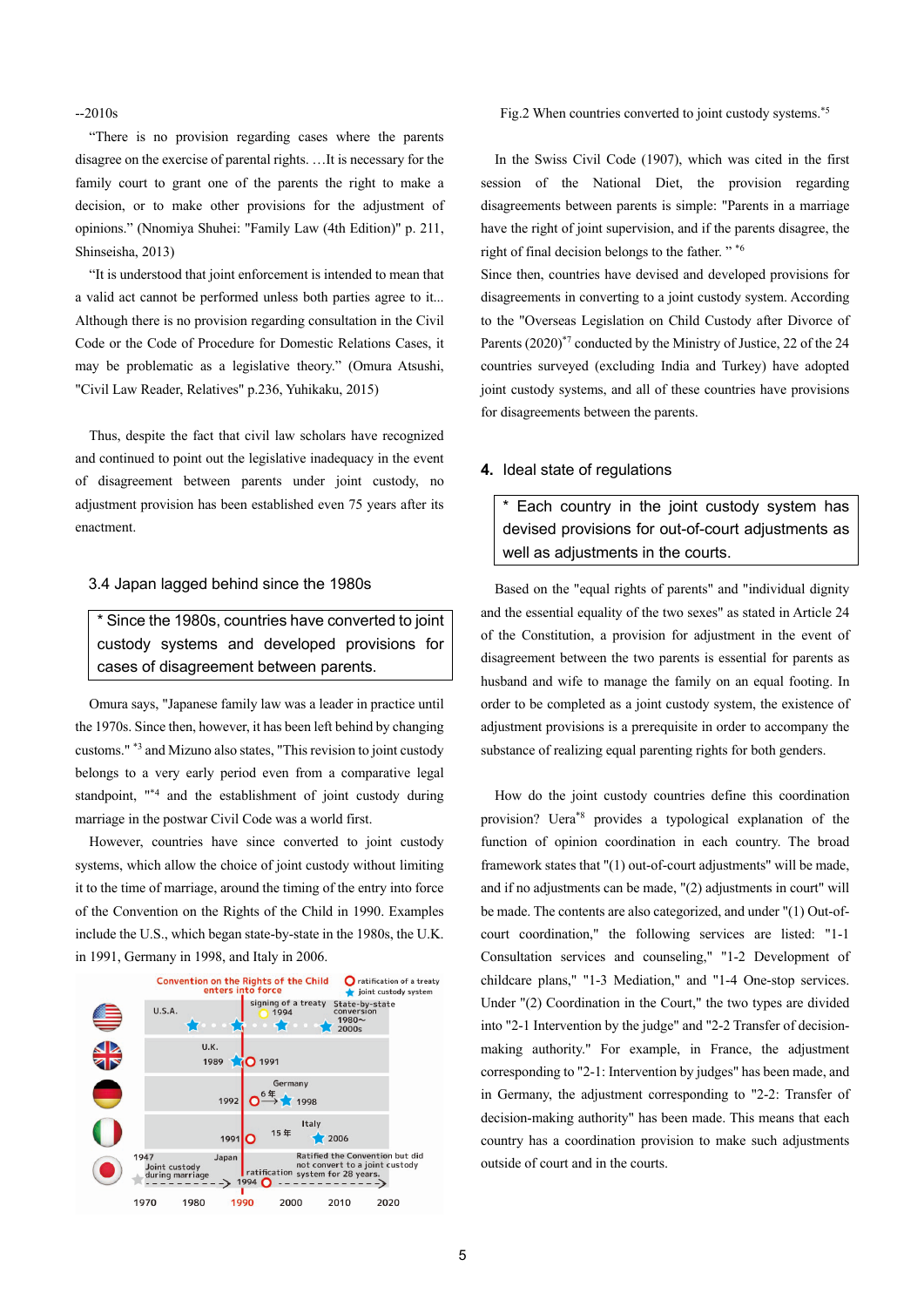--2010s

"There is no provision regarding cases where the parents disagree on the exercise of parental rights. …It is necessary for the family court to grant one of the parents the right to make a decision, or to make other provisions for the adjustment of opinions." (Nnomiya Shuhei: "Family Law (4th Edition)" p. 211, Shinseisha, 2013)

"It is understood that joint enforcement is intended to mean that a valid act cannot be performed unless both parties agree to it... Although there is no provision regarding consultation in the Civil Code or the Code of Procedure for Domestic Relations Cases, it may be problematic as a legislative theory." (Omura Atsushi, "Civil Law Reader, Relatives" p.236, Yuhikaku, 2015)

Thus, despite the fact that civil law scholars have recognized and continued to point out the legislative inadequacy in the event of disagreement between parents under joint custody, no adjustment provision has been established even 75 years after its enactment.

### 3.4 Japan lagged behind since the 1980s

> * Since the 1980s, countries have converted to joint custody systems and developed provisions for cases of disagreement between parents.

Omura says, "Japanese family law was a leader in practice until the 1970s. Since then, however, it has been left behind by changing customs." [*3] and Mizuno also states, "This revision to joint custody belongs to a very early period even from a comparative legal standpoint, "[*4] and the establishment of joint custody during marriage in the postwar Civil Code was a world first.

However, countries have since converted to joint custody systems, which allow the choice of joint custody without limiting it to the time of marriage, around the timing of the entry into force of the Convention on the Rights of the Child in 1990. Examples include the U.S., which began state-by-state in the 1980s, the U.K. in 1991, Germany in 1998, and Italy in 2006.

Convention on the Rights of the Child enters into force; ratification of a treaty; joint custody system

U.S.A.: signing of a treaty 1994; State-by-state conversion 1980~ 2000s

U.K.: 1989; 1991

Germany: 1992; 6年; 1998

Italy: 1991; 15年; 2006

Japan: 1947 Joint custody during marriage; ratification 1994; Ratified the Convention but did not convert to a joint custody system for 28 years.

1970 1980 1990 2000 2010 2020

Fig.2 When countries converted to joint custody systems.[*5]

In the Swiss Civil Code (1907), which was cited in the first session of the National Diet, the provision regarding disagreements between parents is simple: "Parents in a marriage have the right of joint supervision, and if the parents disagree, the right of final decision belongs to the father. " [*6]

Since then, countries have devised and developed provisions for disagreements in converting to a joint custody system. According to the "Overseas Legislation on Child Custody after Divorce of Parents (2020)"[*7] conducted by the Ministry of Justice, 22 of the 24 countries surveyed (excluding India and Turkey) have adopted joint custody systems, and all of these countries have provisions for disagreements between the parents.

## 4. Ideal state of regulations

> * Each country in the joint custody system has devised provisions for out-of-court adjustments as well as adjustments in the courts.

Based on the "equal rights of parents" and "individual dignity and the essential equality of the two sexes" as stated in Article 24 of the Constitution, a provision for adjustment in the event of disagreement between the two parents is essential for parents as husband and wife to manage the family on an equal footing. In order to be completed as a joint custody system, the existence of adjustment provisions is a prerequisite in order to accompany the substance of realizing equal parenting rights for both genders.

How do the joint custody countries define this coordination provision? Uera[*8] provides a typological explanation of the function of opinion coordination in each country. The broad framework states that "(1) out-of-court adjustments" will be made, and if no adjustments can be made, "(2) adjustments in court" will be made. The contents are also categorized, and under "(1) Out-of-court coordination," the following services are listed: "1-1 Consultation services and counseling," "1-2 Development of childcare plans," "1-3 Mediation," and "1-4 One-stop services. Under "(2) Coordination in the Court," the two types are divided into "2-1 Intervention by the judge" and "2-2 Transfer of decision-making authority." For example, in France, the adjustment corresponding to "2-1: Intervention by judges" has been made, and in Germany, the adjustment corresponding to "2-2: Transfer of decision-making authority" has been made. This means that each country has a coordination provision to make such adjustments outside of court and in the courts.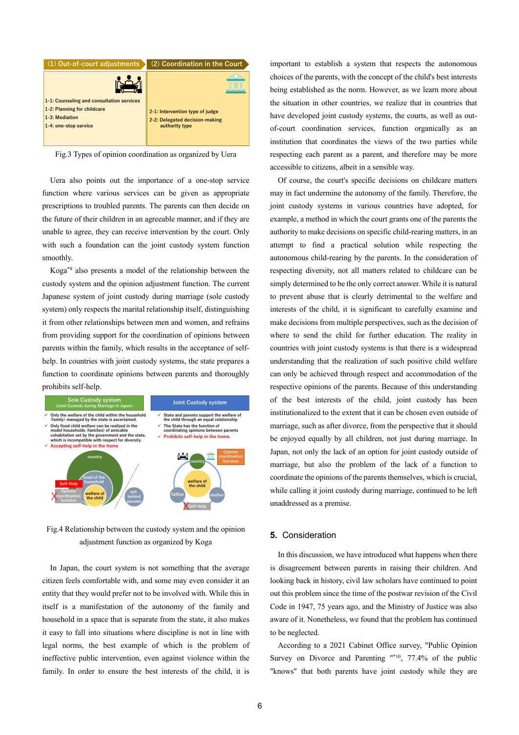(1) Out-of-court adjustments

1-1: Counseling and consultation services
1-2: Planning for childcare
1-3: Mediation
1-4: one-stop service

(2) Coordination in the Court

2-1: Intervention type of judge
2-2: Delegated decision-making authority type

Fig.3 Types of opinion coordination as organized by Uera

Uera also points out the importance of a one-stop service function where various services can be given as appropriate prescriptions to troubled parents. The parents can then decide on the future of their children in an agreeable manner, and if they are unable to agree, they can receive intervention by the court. Only with such a foundation can the joint custody system function smoothly.

Koga[*9] also presents a model of the relationship between the custody system and the opinion adjustment function. The current Japanese system of joint custody during marriage (sole custody system) only respects the marital relationship itself, distinguishing it from other relationships between men and women, and refrains from providing support for the coordination of opinions between parents within the family, which results in the acceptance of self-help. In countries with joint custody systems, the state prepares a function to coordinate opinions between parents and thoroughly prohibits self-help.

Sole Custody system (Joint Custody during Marriage in Japan)

- ✓ Only the welfare of the child within the household (family) managed by the state is ascertained.
- ✓ Only fixed child welfare can be realized in the model households (families) of amicable cohabitation set by the government and the state, which is incompatible with respect for diversity.
- ✓ Accepting self-help in the home

Joint Custody system

- ✓ State and parents support the welfare of the child through an equal relationship
- ✓ The State has the function of coordinating opinions between parents
- ✓ Prohibits self-help in the home.

Fig.4 Relationship between the custody system and the opinion adjustment function as organized by Koga

In Japan, the court system is not something that the average citizen feels comfortable with, and some may even consider it an entity that they would prefer not to be involved with. While this in itself is a manifestation of the autonomy of the family and household in a space that is separate from the state, it also makes it easy to fall into situations where discipline is not in line with legal norms, the best example of which is the problem of ineffective public intervention, even against violence within the family. In order to ensure the best interests of the child, it is important to establish a system that respects the autonomous choices of the parents, with the concept of the child's best interests being established as the norm. However, as we learn more about the situation in other countries, we realize that in countries that have developed joint custody systems, the courts, as well as out-of-court coordination services, function organically as an institution that coordinates the views of the two parties while respecting each parent as a parent, and therefore may be more accessible to citizens, albeit in a sensible way.

Of course, the court's specific decisions on childcare matters may in fact undermine the autonomy of the family. Therefore, the joint custody systems in various countries have adopted, for example, a method in which the court grants one of the parents the authority to make decisions on specific child-rearing matters, in an attempt to find a practical solution while respecting the autonomous child-rearing by the parents. In the consideration of respecting diversity, not all matters related to childcare can be simply determined to be the only correct answer. While it is natural to prevent abuse that is clearly detrimental to the welfare and interests of the child, it is significant to carefully examine and make decisions from multiple perspectives, such as the decision of where to send the child for further education. The reality in countries with joint custody systems is that there is a widespread understanding that the realization of such positive child welfare can only be achieved through respect and accommodation of the respective opinions of the parents. Because of this understanding of the best interests of the child, joint custody has been institutionalized to the extent that it can be chosen even outside of marriage, such as after divorce, from the perspective that it should be enjoyed equally by all children, not just during marriage. In Japan, not only the lack of an option for joint custody outside of marriage, but also the problem of the lack of a function to coordinate the opinions of the parents themselves, which is crucial, while calling it joint custody during marriage, continued to be left unaddressed as a premise.

## 5. Consideration

In this discussion, we have introduced what happens when there is disagreement between parents in raising their children. And looking back in history, civil law scholars have continued to point out this problem since the time of the postwar revision of the Civil Code in 1947, 75 years ago, and the Ministry of Justice was also aware of it. Nonetheless, we found that the problem has continued to be neglected.

According to a 2021 Cabinet Office survey, "Public Opinion Survey on Divorce and Parenting "[*10], 77.4% of the public "knows" that both parents have joint custody while they are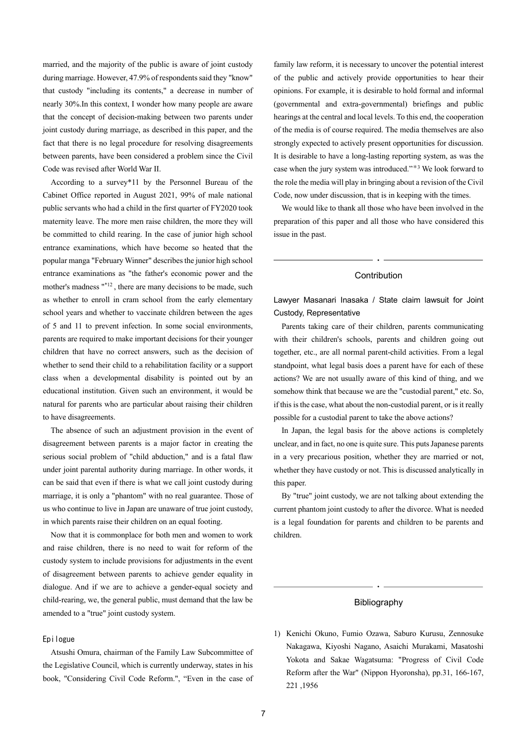married, and the majority of the public is aware of joint custody during marriage. However, 47.9% of respondents said they "know" that custody "including its contents," a decrease in number of nearly 30%.In this context, I wonder how many people are aware that the concept of decision-making between two parents under joint custody during marriage, as described in this paper, and the fact that there is no legal procedure for resolving disagreements between parents, have been considered a problem since the Civil Code was revised after World War II.

According to a survey*11 by the Personnel Bureau of the Cabinet Office reported in August 2021, 99% of male national public servants who had a child in the first quarter of FY2020 took maternity leave. The more men raise children, the more they will be committed to child rearing. In the case of junior high school entrance examinations, which have become so heated that the popular manga "February Winner" describes the junior high school entrance examinations as "the father's economic power and the mother's madness "[*12], there are many decisions to be made, such as whether to enroll in cram school from the early elementary school years and whether to vaccinate children between the ages of 5 and 11 to prevent infection. In some social environments, parents are required to make important decisions for their younger children that have no correct answers, such as the decision of whether to send their child to a rehabilitation facility or a support class when a developmental disability is pointed out by an educational institution. Given such an environment, it would be natural for parents who are particular about raising their children to have disagreements.

The absence of such an adjustment provision in the event of disagreement between parents is a major factor in creating the serious social problem of "child abduction," and is a fatal flaw under joint parental authority during marriage. In other words, it can be said that even if there is what we call joint custody during marriage, it is only a "phantom" with no real guarantee. Those of us who continue to live in Japan are unaware of true joint custody, in which parents raise their children on an equal footing.

Now that it is commonplace for both men and women to work and raise children, there is no need to wait for reform of the custody system to include provisions for adjustments in the event of disagreement between parents to achieve gender equality in dialogue. And if we are to achieve a gender-equal society and child-rearing, we, the general public, must demand that the law be amended to a "true" joint custody system.

### Epilogue

Atsushi Omura, chairman of the Family Law Subcommittee of the Legislative Council, which is currently underway, states in his book, "Considering Civil Code Reform.", "Even in the case of family law reform, it is necessary to uncover the potential interest of the public and actively provide opportunities to hear their opinions. For example, it is desirable to hold formal and informal (governmental and extra-governmental) briefings and public hearings at the central and local levels. To this end, the cooperation of the media is of course required. The media themselves are also strongly expected to actively present opportunities for discussion. It is desirable to have a long-lasting reporting system, as was the case when the jury system was introduced."[*3] We look forward to the role the media will play in bringing about a revision of the Civil Code, now under discussion, that is in keeping with the times.

We would like to thank all those who have been involved in the preparation of this paper and all those who have considered this issue in the past.

## Contribution

Lawyer Masanari Inasaka / State claim lawsuit for Joint Custody, Representative

Parents taking care of their children, parents communicating with their children's schools, parents and children going out together, etc., are all normal parent-child activities. From a legal standpoint, what legal basis does a parent have for each of these actions? We are not usually aware of this kind of thing, and we somehow think that because we are the "custodial parent," etc. So, if this is the case, what about the non-custodial parent, or is it really possible for a custodial parent to take the above actions?

In Japan, the legal basis for the above actions is completely unclear, and in fact, no one is quite sure. This puts Japanese parents in a very precarious position, whether they are married or not, whether they have custody or not. This is discussed analytically in this paper.

By "true" joint custody, we are not talking about extending the current phantom joint custody to after the divorce. What is needed is a legal foundation for parents and children to be parents and children.

## Bibliography

1) Kenichi Okuno, Fumio Ozawa, Saburo Kurusu, Zennosuke Nakagawa, Kiyoshi Nagano, Asaichi Murakami, Masatoshi Yokota and Sakae Wagatsuma: "Progress of Civil Code Reform after the War" (Nippon Hyoronsha), pp.31, 166-167, 221 ,1956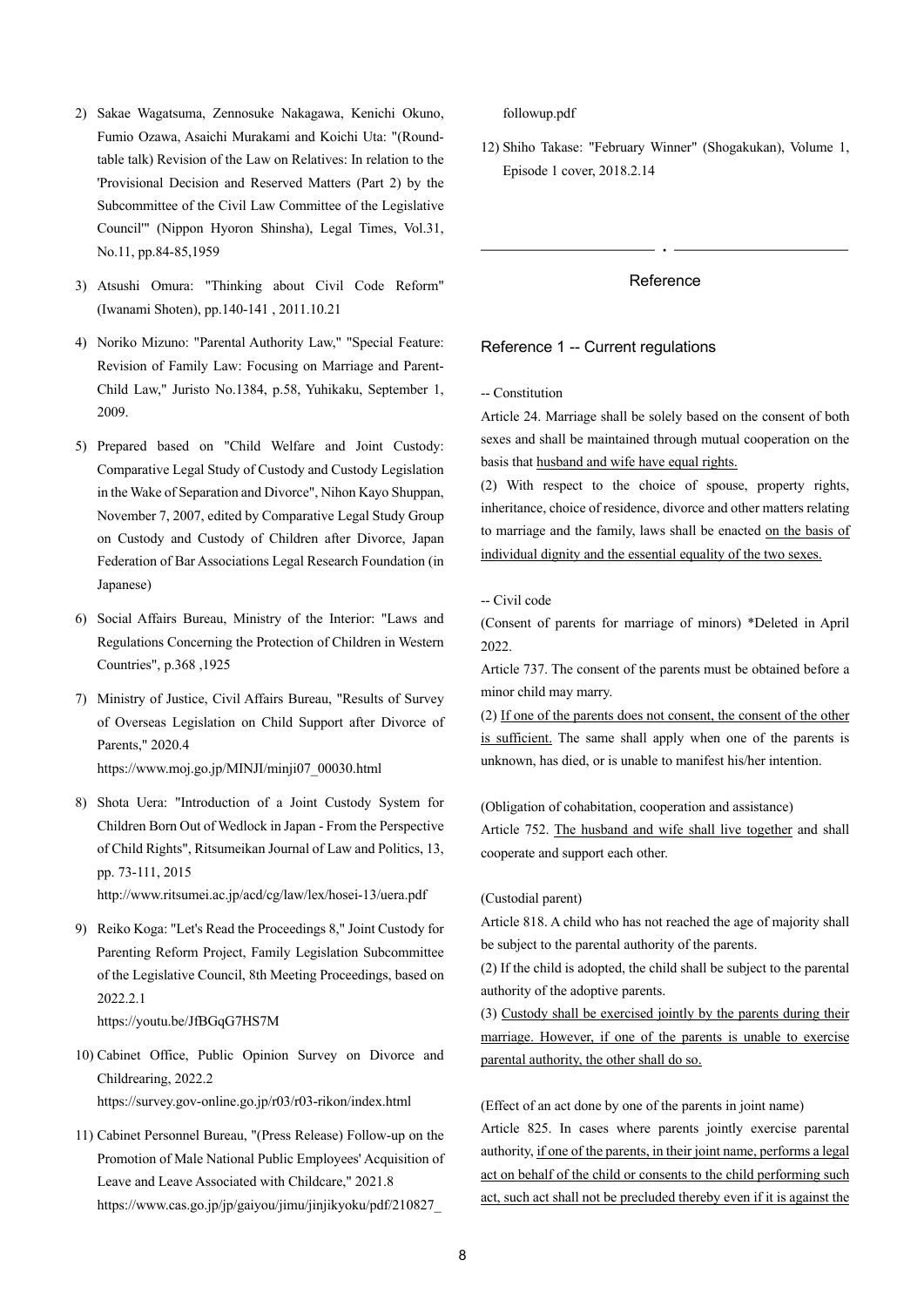2) Sakae Wagatsuma, Zennosuke Nakagawa, Kenichi Okuno, Fumio Ozawa, Asaichi Murakami and Koichi Uta: "(Round-table talk) Revision of the Law on Relatives: In relation to the 'Provisional Decision and Reserved Matters (Part 2) by the Subcommittee of the Civil Law Committee of the Legislative Council'" (Nippon Hyoron Shinsha), Legal Times, Vol.31, No.11, pp.84-85,1959

3) Atsushi Omura: "Thinking about Civil Code Reform" (Iwanami Shoten), pp.140-141 , 2011.10.21

4) Noriko Mizuno: "Parental Authority Law," "Special Feature: Revision of Family Law: Focusing on Marriage and Parent-Child Law," Juristo No.1384, p.58, Yuhikaku, September 1, 2009.

5) Prepared based on "Child Welfare and Joint Custody: Comparative Legal Study of Custody and Custody Legislation in the Wake of Separation and Divorce", Nihon Kayo Shuppan, November 7, 2007, edited by Comparative Legal Study Group on Custody and Custody of Children after Divorce, Japan Federation of Bar Associations Legal Research Foundation (in Japanese)

6) Social Affairs Bureau, Ministry of the Interior: "Laws and Regulations Concerning the Protection of Children in Western Countries", p.368 ,1925

7) Ministry of Justice, Civil Affairs Bureau, "Results of Survey of Overseas Legislation on Child Support after Divorce of Parents," 2020.4
https://www.moj.go.jp/MINJI/minji07_00030.html

8) Shota Uera: "Introduction of a Joint Custody System for Children Born Out of Wedlock in Japan - From the Perspective of Child Rights", Ritsumeikan Journal of Law and Politics, 13, pp. 73-111, 2015
http://www.ritsumei.ac.jp/acd/cg/law/lex/hosei-13/uera.pdf

9) Reiko Koga: "Let's Read the Proceedings 8," Joint Custody for Parenting Reform Project, Family Legislation Subcommittee of the Legislative Council, 8th Meeting Proceedings, based on 2022.2.1
https://youtu.be/JfBGqG7HS7M

10) Cabinet Office, Public Opinion Survey on Divorce and Childrearing, 2022.2
https://survey.gov-online.go.jp/r03/r03-rikon/index.html

11) Cabinet Personnel Bureau, "(Press Release) Follow-up on the Promotion of Male National Public Employees' Acquisition of Leave and Leave Associated with Childcare," 2021.8
https://www.cas.go.jp/jp/gaiyou/jimu/jinjikyoku/pdf/210827_followup.pdf

12) Shiho Takase: "February Winner" (Shogakukan), Volume 1, Episode 1 cover, 2018.2.14

---

## Reference

### Reference 1 -- Current regulations

-- Constitution

Article 24. Marriage shall be solely based on the consent of both sexes and shall be maintained through mutual cooperation on the basis that <u>husband and wife have equal rights.</u>

(2) With respect to the choice of spouse, property rights, inheritance, choice of residence, divorce and other matters relating to marriage and the family, laws shall be enacted <u>on the basis of individual dignity and the essential equality of the two sexes.</u>

-- Civil code

(Consent of parents for marriage of minors) *Deleted in April 2022.

Article 737. The consent of the parents must be obtained before a minor child may marry.

(2) <u>If one of the parents does not consent, the consent of the other is sufficient.</u> The same shall apply when one of the parents is unknown, has died, or is unable to manifest his/her intention.

(Obligation of cohabitation, cooperation and assistance)

Article 752. <u>The husband and wife shall live together</u> and shall cooperate and support each other.

(Custodial parent)

Article 818. A child who has not reached the age of majority shall be subject to the parental authority of the parents.

(2) If the child is adopted, the child shall be subject to the parental authority of the adoptive parents.

(3) <u>Custody shall be exercised jointly by the parents during their marriage. However, if one of the parents is unable to exercise parental authority, the other shall do so.</u>

(Effect of an act done by one of the parents in joint name)

Article 825. In cases where parents jointly exercise parental authority, <u>if one of the parents, in their joint name, performs a legal act on behalf of the child or consents to the child performing such act, such act shall not be precluded thereby even if it is against the</u>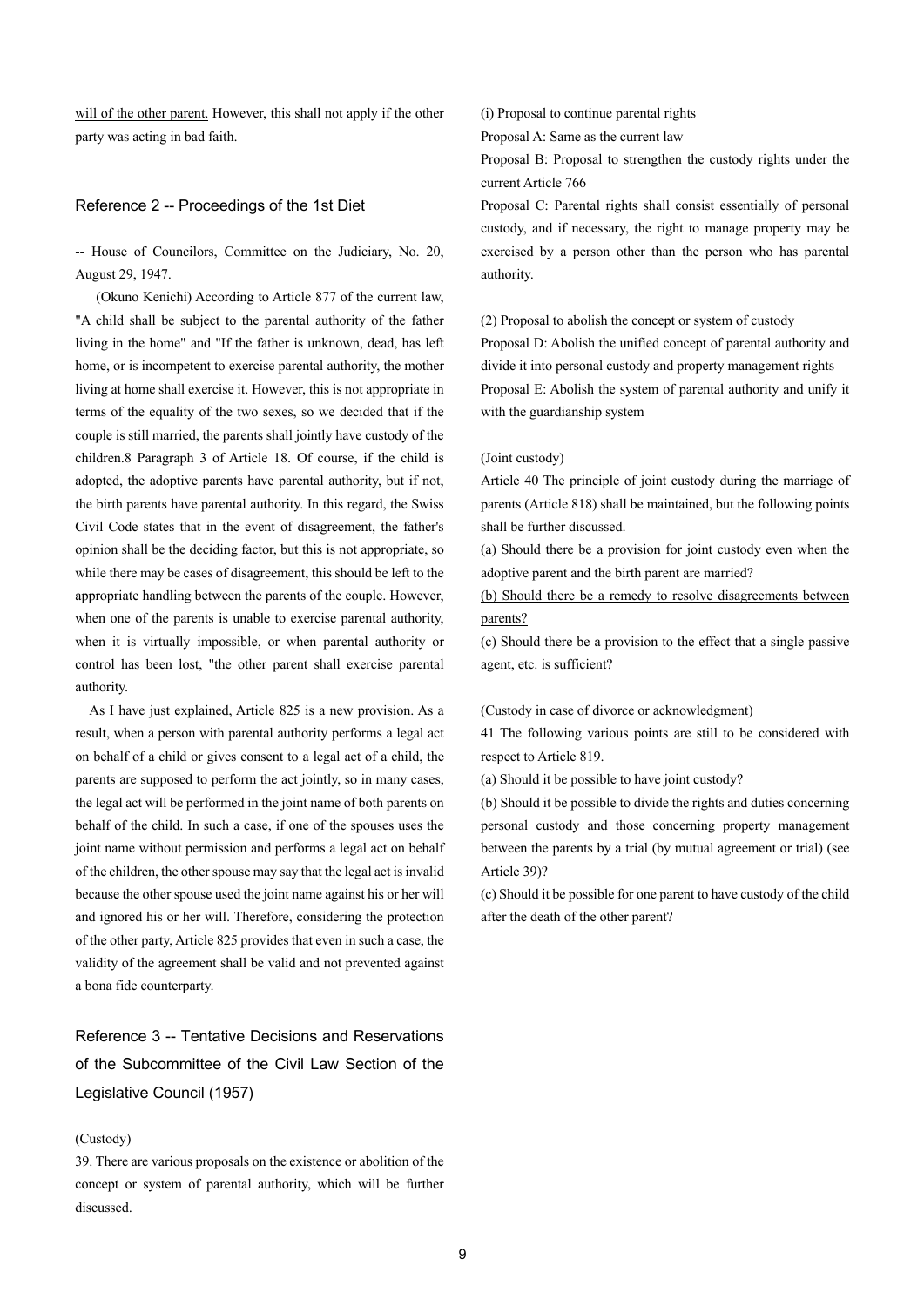<u>will of the other parent.</u> However, this shall not apply if the other party was acting in bad faith.

## Reference 2 -- Proceedings of the 1st Diet

-- House of Councilors, Committee on the Judiciary, No. 20, August 29, 1947.

(Okuno Kenichi) According to Article 877 of the current law, "A child shall be subject to the parental authority of the father living in the home" and "If the father is unknown, dead, has left home, or is incompetent to exercise parental authority, the mother living at home shall exercise it. However, this is not appropriate in terms of the equality of the two sexes, so we decided that if the couple is still married, the parents shall jointly have custody of the children.8 Paragraph 3 of Article 18. Of course, if the child is adopted, the adoptive parents have parental authority, but if not, the birth parents have parental authority. In this regard, the Swiss Civil Code states that in the event of disagreement, the father's opinion shall be the deciding factor, but this is not appropriate, so while there may be cases of disagreement, this should be left to the appropriate handling between the parents of the couple. However, when one of the parents is unable to exercise parental authority, when it is virtually impossible, or when parental authority or control has been lost, "the other parent shall exercise parental authority.

As I have just explained, Article 825 is a new provision. As a result, when a person with parental authority performs a legal act on behalf of a child or gives consent to a legal act of a child, the parents are supposed to perform the act jointly, so in many cases, the legal act will be performed in the joint name of both parents on behalf of the child. In such a case, if one of the spouses uses the joint name without permission and performs a legal act on behalf of the children, the other spouse may say that the legal act is invalid because the other spouse used the joint name against his or her will and ignored his or her will. Therefore, considering the protection of the other party, Article 825 provides that even in such a case, the validity of the agreement shall be valid and not prevented against a bona fide counterparty.

## Reference 3 -- Tentative Decisions and Reservations of the Subcommittee of the Civil Law Section of the Legislative Council (1957)

(Custody)

39. There are various proposals on the existence or abolition of the concept or system of parental authority, which will be further discussed.

(i) Proposal to continue parental rights

Proposal A: Same as the current law

Proposal B: Proposal to strengthen the custody rights under the current Article 766

Proposal C: Parental rights shall consist essentially of personal custody, and if necessary, the right to manage property may be exercised by a person other than the person who has parental authority.

(2) Proposal to abolish the concept or system of custody

Proposal D: Abolish the unified concept of parental authority and divide it into personal custody and property management rights

Proposal E: Abolish the system of parental authority and unify it with the guardianship system

(Joint custody)

Article 40 The principle of joint custody during the marriage of parents (Article 818) shall be maintained, but the following points shall be further discussed.

(a) Should there be a provision for joint custody even when the adoptive parent and the birth parent are married?

<u>(b) Should there be a remedy to resolve disagreements between parents?</u>

(c) Should there be a provision to the effect that a single passive agent, etc. is sufficient?

(Custody in case of divorce or acknowledgment)

41 The following various points are still to be considered with respect to Article 819.

(a) Should it be possible to have joint custody?

(b) Should it be possible to divide the rights and duties concerning personal custody and those concerning property management between the parents by a trial (by mutual agreement or trial) (see Article 39)?

(c) Should it be possible for one parent to have custody of the child after the death of the other parent?